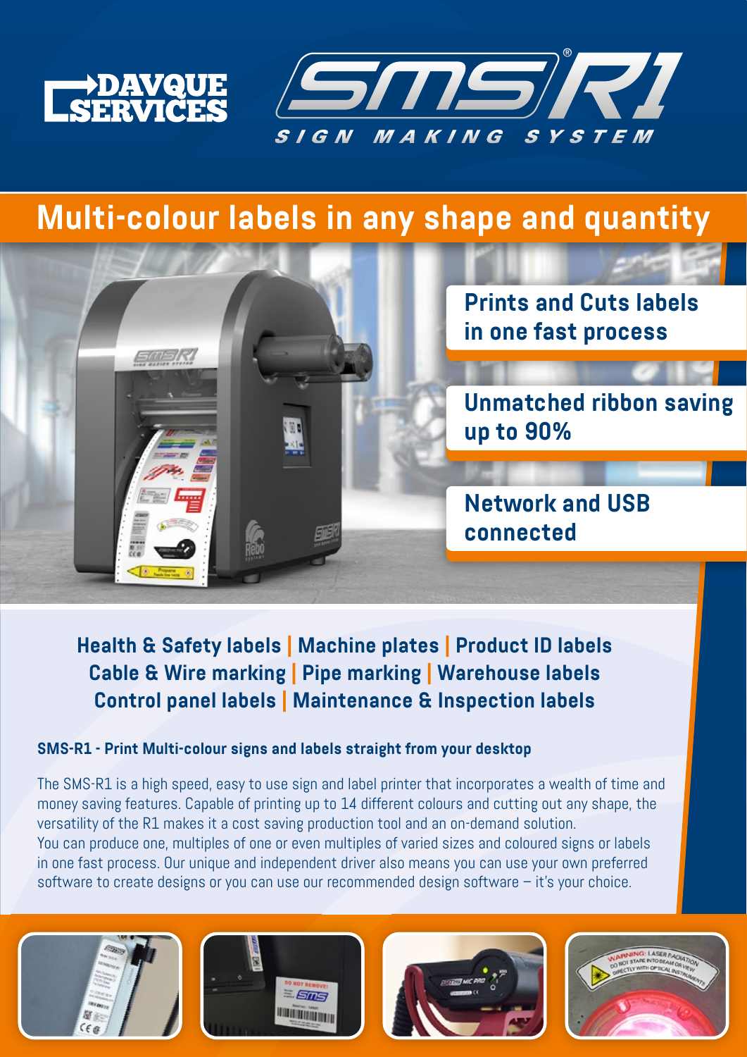DAVQUE SERVICES

SMS R1®

SIGN MAKING SYSTEM

# Multi-colour labels in any shape and quantity

**Prints and Cuts labels in one fast process**

**Unmatched ribbon saving up to 90%**

**Network and USB connected**

**Health & Safety labels | Machine plates | Product ID labels**
**Cable & Wire marking | Pipe marking | Warehouse labels**
**Control panel labels | Maintenance & Inspection labels**

### SMS-R1 - Print Multi-colour signs and labels straight from your desktop

The SMS-R1 is a high speed, easy to use sign and label printer that incorporates a wealth of time and money saving features. Capable of printing up to 14 different colours and cutting out any shape, the versatility of the R1 makes it a cost saving production tool and an on-demand solution.
You can produce one, multiples of one or even multiples of varied sizes and coloured signs or labels in one fast process. Our unique and independent driver also means you can use your own preferred software to create designs or you can use our recommended design software – it's your choice.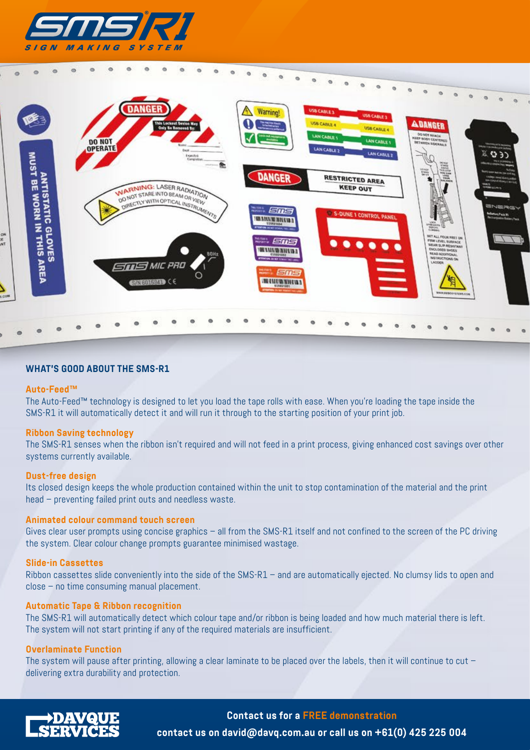SMS R1

SIGN MAKING SYSTEM

## WHAT'S GOOD ABOUT THE SMS-R1

### Auto-Feed™

The Auto-Feed™ technology is designed to let you load the tape rolls with ease. When you're loading the tape inside the SMS-R1 it will automatically detect it and will run it through to the starting position of your print job.

### Ribbon Saving technology

The SMS-R1 senses when the ribbon isn't required and will not feed in a print process, giving enhanced cost savings over other systems currently available.

### Dust-free design

Its closed design keeps the whole production contained within the unit to stop contamination of the material and the print head – preventing failed print outs and needless waste.

### Animated colour command touch screen

Gives clear user prompts using concise graphics – all from the SMS-R1 itself and not confined to the screen of the PC driving the system. Clear colour change prompts guarantee minimised wastage.

### Slide-in Cassettes

Ribbon cassettes slide conveniently into the side of the SMS-R1 – and are automatically ejected. No clumsy lids to open and close – no time consuming manual placement.

### Automatic Tape & Ribbon recognition

The SMS-R1 will automatically detect which colour tape and/or ribbon is being loaded and how much material there is left. The system will not start printing if any of the required materials are insufficient.

### Overlaminate Function

The system will pause after printing, allowing a clear laminate to be placed over the labels, then it will continue to cut – delivering extra durability and protection.

DAVQUE SERVICES

**Contact us for a FREE demonstration**

**contact us on david@davq.com.au or call us on +61(0) 425 225 004**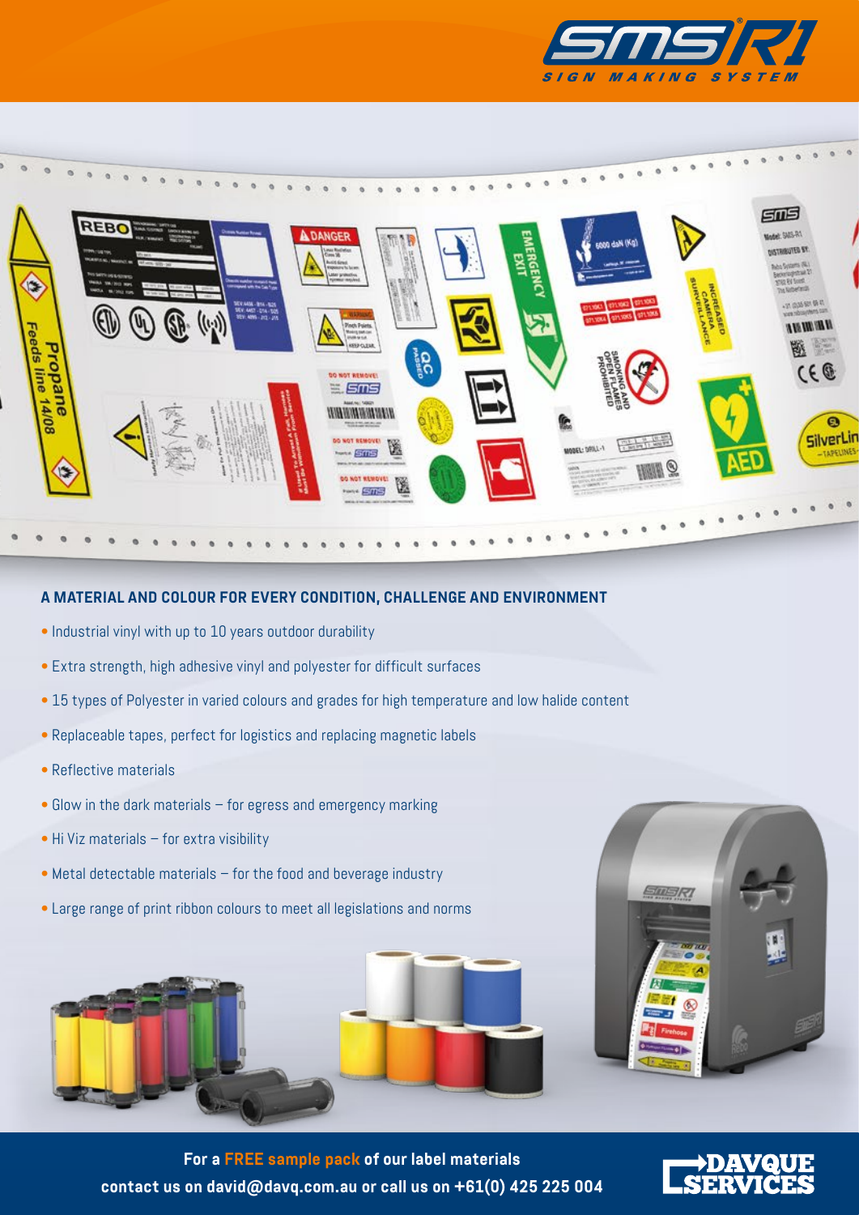## A MATERIAL AND COLOUR FOR EVERY CONDITION, CHALLENGE AND ENVIRONMENT

- Industrial vinyl with up to 10 years outdoor durability
- Extra strength, high adhesive vinyl and polyester for difficult surfaces
- 15 types of Polyester in varied colours and grades for high temperature and low halide content
- Replaceable tapes, perfect for logistics and replacing magnetic labels
- Reflective materials
- Glow in the dark materials – for egress and emergency marking
- Hi Viz materials – for extra visibility
- Metal detectable materials – for the food and beverage industry
- Large range of print ribbon colours to meet all legislations and norms

**For a FREE sample pack of our label materials**
**contact us on david@davq.com.au or call us on +61(0) 425 225 004**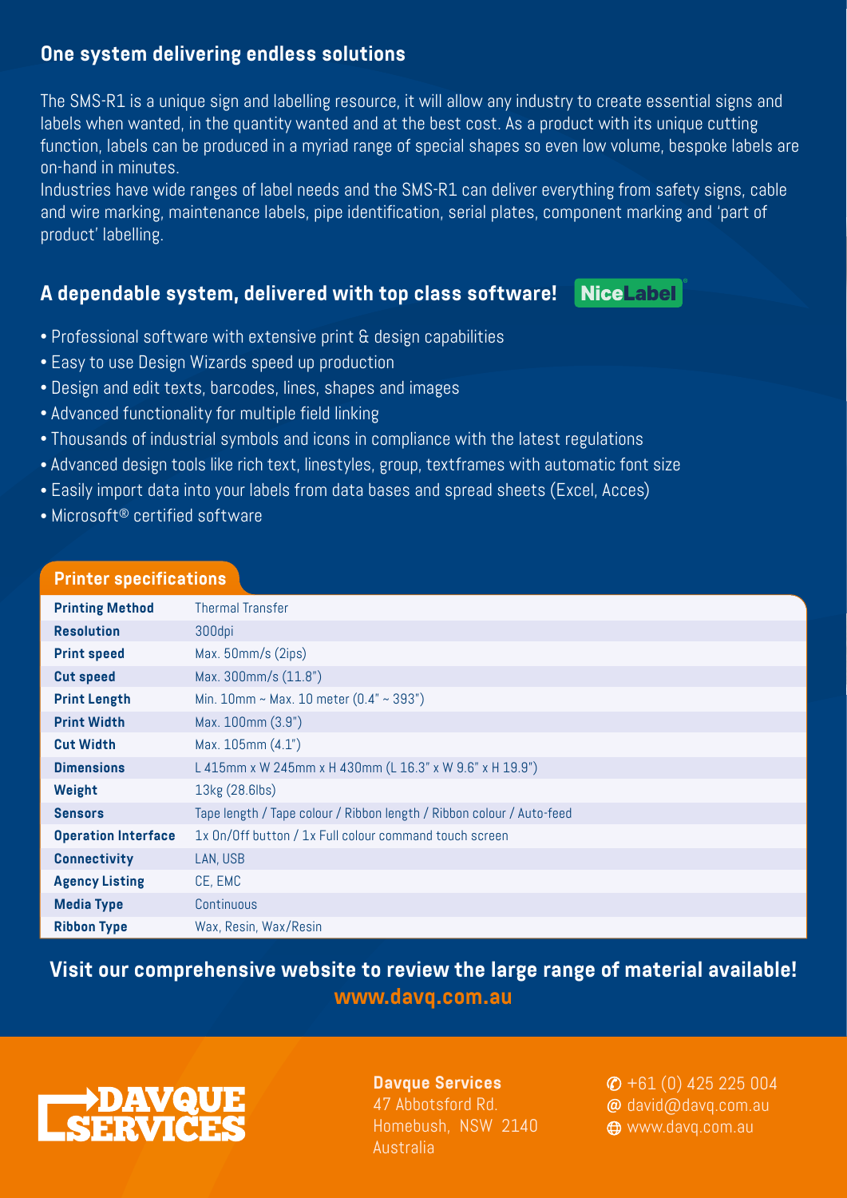## One system delivering endless solutions

The SMS-R1 is a unique sign and labelling resource, it will allow any industry to create essential signs and labels when wanted, in the quantity wanted and at the best cost. As a product with its unique cutting function, labels can be produced in a myriad range of special shapes so even low volume, bespoke labels are on-hand in minutes.

Industries have wide ranges of label needs and the SMS-R1 can deliver everything from safety signs, cable and wire marking, maintenance labels, pipe identification, serial plates, component marking and 'part of product' labelling.

## A dependable system, delivered with top class software! NiceLabel

- Professional software with extensive print & design capabilities
- Easy to use Design Wizards speed up production
- Design and edit texts, barcodes, lines, shapes and images
- Advanced functionality for multiple field linking
- Thousands of industrial symbols and icons in compliance with the latest regulations
- Advanced design tools like rich text, linestyles, group, textframes with automatic font size
- Easily import data into your labels from data bases and spread sheets (Excel, Acces)
- Microsoft® certified software

### Printer specifications

| | |
|---|---|
| **Printing Method** | Thermal Transfer |
| **Resolution** | 300dpi |
| **Print speed** | Max. 50mm/s (2ips) |
| **Cut speed** | Max. 300mm/s (11.8") |
| **Print Length** | Min. 10mm ~ Max. 10 meter (0.4" ~ 393") |
| **Print Width** | Max. 100mm (3.9") |
| **Cut Width** | Max. 105mm (4.1") |
| **Dimensions** | L 415mm x W 245mm x H 430mm (L 16.3" x W 9.6" x H 19.9") |
| **Weight** | 13kg (28.6lbs) |
| **Sensors** | Tape length / Tape colour / Ribbon length / Ribbon colour / Auto-feed |
| **Operation Interface** | 1x On/Off button / 1x Full colour command touch screen |
| **Connectivity** | LAN, USB |
| **Agency Listing** | CE, EMC |
| **Media Type** | Continuous |
| **Ribbon Type** | Wax, Resin, Wax/Resin |

**Visit our comprehensive website to review the large range of material available!**
**www.davq.com.au**

DAVQUE SERVICES

**Davque Services**
47 Abbotsford Rd.
Homebush, NSW 2140
Australia

+61 (0) 425 225 004
david@davq.com.au
www.davq.com.au